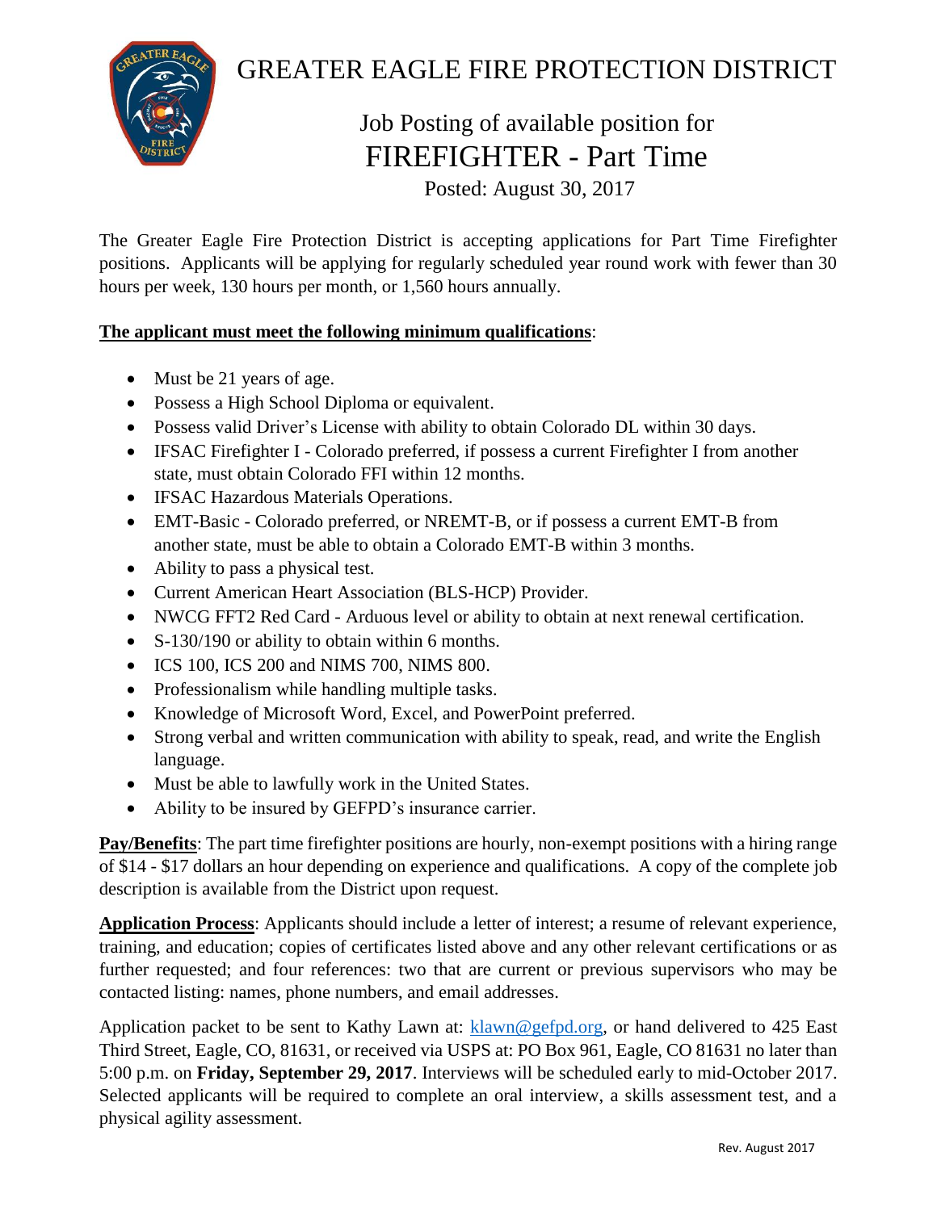# GREATER EAGLE FIRE PROTECTION DISTRICT

## Job Posting of available position for
## FIREFIGHTER - Part Time

Posted: August 30, 2017

The Greater Eagle Fire Protection District is accepting applications for Part Time Firefighter positions. Applicants will be applying for regularly scheduled year round work with fewer than 30 hours per week, 130 hours per month, or 1,560 hours annually.

**The applicant must meet the following minimum qualifications**:

- Must be 21 years of age.
- Possess a High School Diploma or equivalent.
- Possess valid Driver's License with ability to obtain Colorado DL within 30 days.
- IFSAC Firefighter I - Colorado preferred, if possess a current Firefighter I from another state, must obtain Colorado FFI within 12 months.
- IFSAC Hazardous Materials Operations.
- EMT-Basic - Colorado preferred, or NREMT-B, or if possess a current EMT-B from another state, must be able to obtain a Colorado EMT-B within 3 months.
- Ability to pass a physical test.
- Current American Heart Association (BLS-HCP) Provider.
- NWCG FFT2 Red Card - Arduous level or ability to obtain at next renewal certification.
- S-130/190 or ability to obtain within 6 months.
- ICS 100, ICS 200 and NIMS 700, NIMS 800.
- Professionalism while handling multiple tasks.
- Knowledge of Microsoft Word, Excel, and PowerPoint preferred.
- Strong verbal and written communication with ability to speak, read, and write the English language.
- Must be able to lawfully work in the United States.
- Ability to be insured by GEFPD's insurance carrier.

**Pay/Benefits**: The part time firefighter positions are hourly, non-exempt positions with a hiring range of $14 - $17 dollars an hour depending on experience and qualifications. A copy of the complete job description is available from the District upon request.

**Application Process**: Applicants should include a letter of interest; a resume of relevant experience, training, and education; copies of certificates listed above and any other relevant certifications or as further requested; and four references: two that are current or previous supervisors who may be contacted listing: names, phone numbers, and email addresses.

Application packet to be sent to Kathy Lawn at: klawn@gefpd.org, or hand delivered to 425 East Third Street, Eagle, CO, 81631, or received via USPS at: PO Box 961, Eagle, CO 81631 no later than 5:00 p.m. on **Friday, September 29, 2017**. Interviews will be scheduled early to mid-October 2017. Selected applicants will be required to complete an oral interview, a skills assessment test, and a physical agility assessment.

Rev. August 2017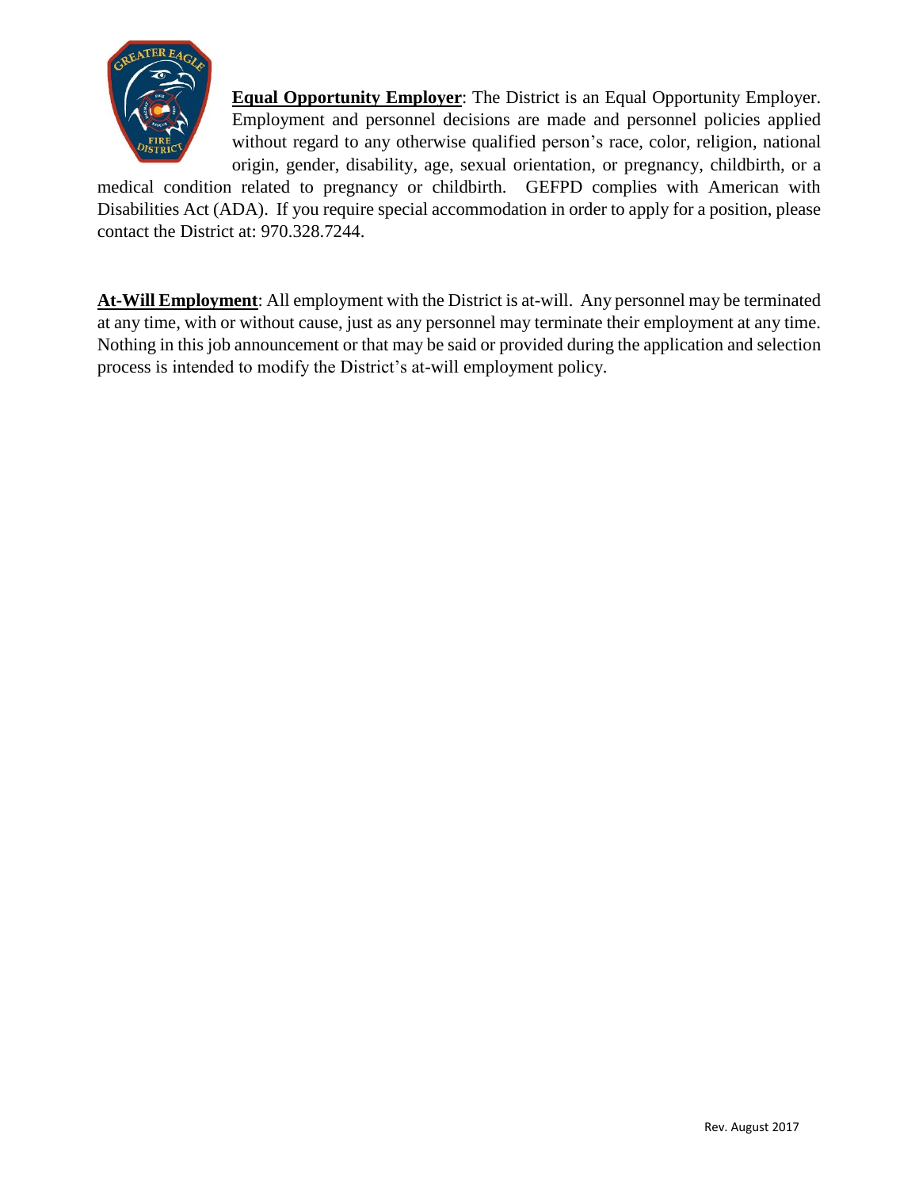**Equal Opportunity Employer**: The District is an Equal Opportunity Employer. Employment and personnel decisions are made and personnel policies applied without regard to any otherwise qualified person's race, color, religion, national origin, gender, disability, age, sexual orientation, or pregnancy, childbirth, or a medical condition related to pregnancy or childbirth. GEFPD complies with American with Disabilities Act (ADA). If you require special accommodation in order to apply for a position, please contact the District at: 970.328.7244.

**At-Will Employment**: All employment with the District is at-will. Any personnel may be terminated at any time, with or without cause, just as any personnel may terminate their employment at any time. Nothing in this job announcement or that may be said or provided during the application and selection process is intended to modify the District's at-will employment policy.

Rev. August 2017